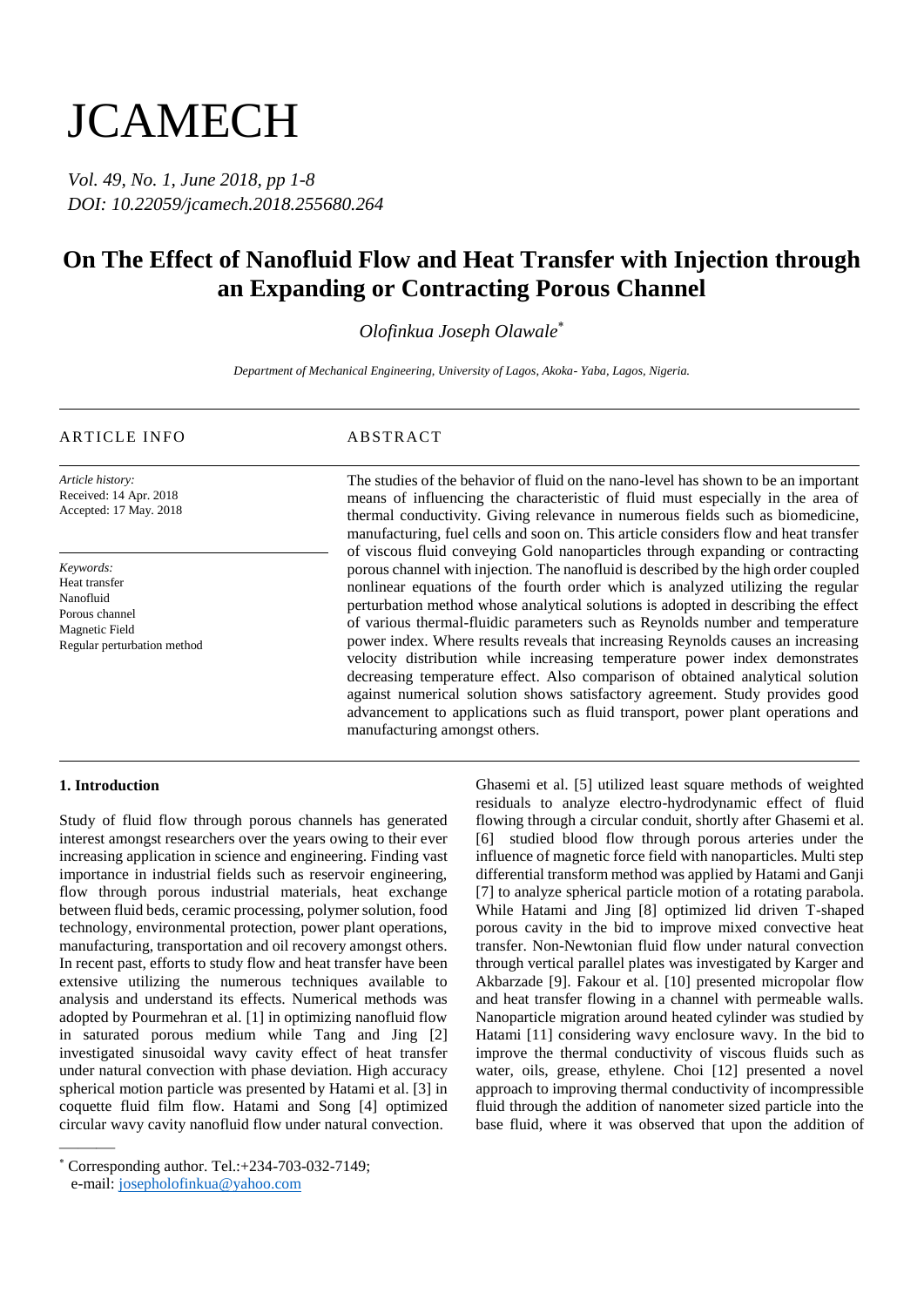# JCAMECH

*Vol. 49, No. 1, June 2018, pp 1-8*
*DOI: 10.22059/jcamech.2018.255680.264*

## On The Effect of Nanofluid Flow and Heat Transfer with Injection through an Expanding or Contracting Porous Channel

*Olofinkua Joseph Olawale*\*

*Department of Mechanical Engineering, University of Lagos, Akoka- Yaba, Lagos, Nigeria.*

---

ARTICLE INFO

*Article history:*
Received: 14 Apr. 2018
Accepted: 17 May. 2018

*Keywords:*
Heat transfer
Nanofluid
Porous channel
Magnetic Field
Regular perturbation method

ABSTRACT

The studies of the behavior of fluid on the nano-level has shown to be an important means of influencing the characteristic of fluid must especially in the area of thermal conductivity. Giving relevance in numerous fields such as biomedicine, manufacturing, fuel cells and soon on. This article considers flow and heat transfer of viscous fluid conveying Gold nanoparticles through expanding or contracting porous channel with injection. The nanofluid is described by the high order coupled nonlinear equations of the fourth order which is analyzed utilizing the regular perturbation method whose analytical solutions is adopted in describing the effect of various thermal-fluidic parameters such as Reynolds number and temperature power index. Where results reveals that increasing Reynolds causes an increasing velocity distribution while increasing temperature power index demonstrates decreasing temperature effect. Also comparison of obtained analytical solution against numerical solution shows satisfactory agreement. Study provides good advancement to applications such as fluid transport, power plant operations and manufacturing amongst others.

---

### 1. Introduction

Study of fluid flow through porous channels has generated interest amongst researchers over the years owing to their ever increasing application in science and engineering. Finding vast importance in industrial fields such as reservoir engineering, flow through porous industrial materials, heat exchange between fluid beds, ceramic processing, polymer solution, food technology, environmental protection, power plant operations, manufacturing, transportation and oil recovery amongst others. In recent past, efforts to study flow and heat transfer have been extensive utilizing the numerous techniques available to analysis and understand its effects. Numerical methods was adopted by Pourmehran et al. [1] in optimizing nanofluid flow in saturated porous medium while Tang and Jing [2] investigated sinusoidal wavy cavity effect of heat transfer under natural convection with phase deviation. High accuracy spherical motion particle was presented by Hatami et al. [3] in coquette fluid film flow. Hatami and Song [4] optimized circular wavy cavity nanofluid flow under natural convection. Ghasemi et al. [5] utilized least square methods of weighted residuals to analyze electro-hydrodynamic effect of fluid flowing through a circular conduit, shortly after Ghasemi et al. [6] studied blood flow through porous arteries under the influence of magnetic force field with nanoparticles. Multi step differential transform method was applied by Hatami and Ganji [7] to analyze spherical particle motion of a rotating parabola. While Hatami and Jing [8] optimized lid driven T-shaped porous cavity in the bid to improve mixed convective heat transfer. Non-Newtonian fluid flow under natural convection through vertical parallel plates was investigated by Karger and Akbarzade [9]. Fakour et al. [10] presented micropolar flow and heat transfer flowing in a channel with permeable walls. Nanoparticle migration around heated cylinder was studied by Hatami [11] considering wavy enclosure wavy. In the bid to improve the thermal conductivity of viscous fluids such as water, oils, grease, ethylene. Choi [12] presented a novel approach to improving thermal conductivity of incompressible fluid through the addition of nanometer sized particle into the base fluid, where it was observed that upon the addition of

---

\* Corresponding author. Tel.:+234-703-032-7149;
e-mail: josepholofinkua@yahoo.com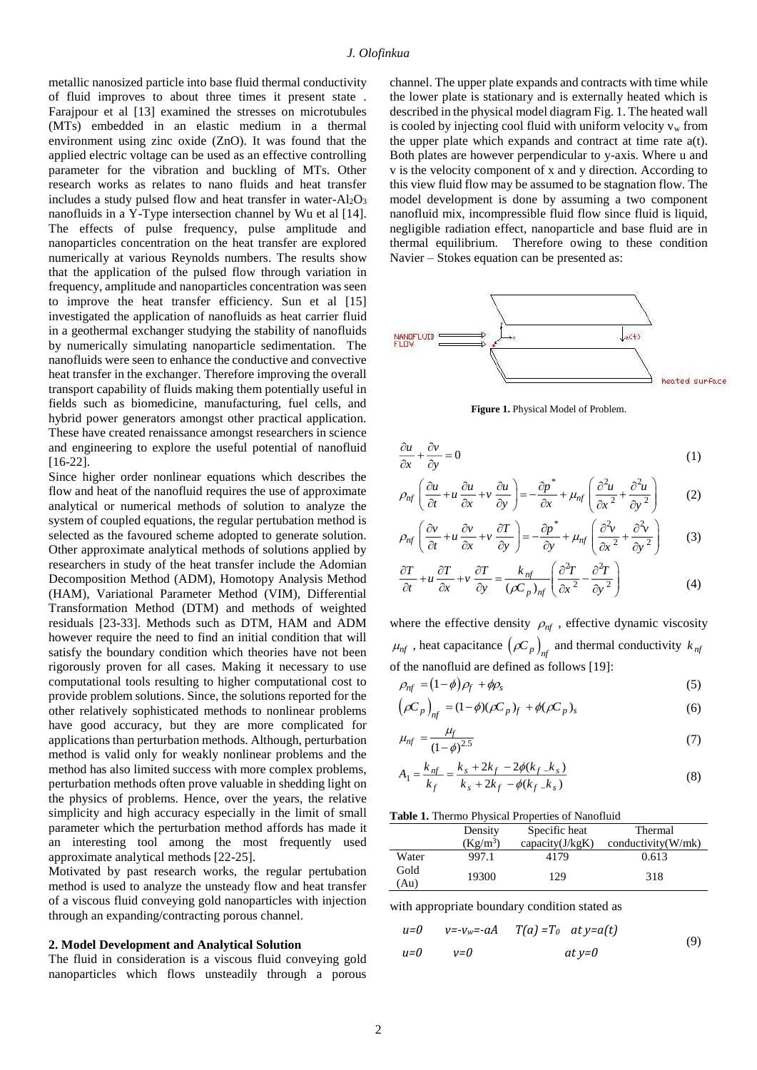metallic nanosized particle into base fluid thermal conductivity of fluid improves to about three times it present state . Farajpour et al [13] examined the stresses on microtubules (MTs) embedded in an elastic medium in a thermal environment using zinc oxide (ZnO). It was found that the applied electric voltage can be used as an effective controlling parameter for the vibration and buckling of MTs. Other research works as relates to nano fluids and heat transfer includes a study pulsed flow and heat transfer in water-$Al_2O_3$ nanofluids in a Y-Type intersection channel by Wu et al [14]. The effects of pulse frequency, pulse amplitude and nanoparticles concentration on the heat transfer are explored numerically at various Reynolds numbers. The results show that the application of the pulsed flow through variation in frequency, amplitude and nanoparticles concentration was seen to improve the heat transfer efficiency. Sun et al [15] investigated the application of nanofluids as heat carrier fluid in a geothermal exchanger studying the stability of nanofluids by numerically simulating nanoparticle sedimentation. The nanofluids were seen to enhance the conductive and convective heat transfer in the exchanger. Therefore improving the overall transport capability of fluids making them potentially useful in fields such as biomedicine, manufacturing, fuel cells, and hybrid power generators amongst other practical application. These have created renaissance amongst researchers in science and engineering to explore the useful potential of nanofluid [16-22].

Since higher order nonlinear equations which describes the flow and heat of the nanofluid requires the use of approximate analytical or numerical methods of solution to analyze the system of coupled equations, the regular pertubation method is selected as the favoured scheme adopted to generate solution. Other approximate analytical methods of solutions applied by researchers in study of the heat transfer include the Adomian Decomposition Method (ADM), Homotopy Analysis Method (HAM), Variational Parameter Method (VIM), Differential Transformation Method (DTM) and methods of weighted residuals [23-33]. Methods such as DTM, HAM and ADM however require the need to find an initial condition that will satisfy the boundary condition which theories have not been rigorously proven for all cases. Making it necessary to use computational tools resulting to higher computational cost to provide problem solutions. Since, the solutions reported for the other relatively sophisticated methods to nonlinear problems have good accuracy, but they are more complicated for applications than perturbation methods. Although, perturbation method is valid only for weakly nonlinear problems and the method has also limited success with more complex problems, perturbation methods often prove valuable in shedding light on the physics of problems. Hence, over the years, the relative simplicity and high accuracy especially in the limit of small parameter which the perturbation method affords has made it an interesting tool among the most frequently used approximate analytical methods [22-25].

Motivated by past research works, the regular pertubation method is used to analyze the unsteady flow and heat transfer of a viscous fluid conveying gold nanoparticles with injection through an expanding/contracting porous channel.

## 2. Model Development and Analytical Solution

The fluid in consideration is a viscous fluid conveying gold nanoparticles which flows unsteadily through a porous channel. The upper plate expands and contracts with time while the lower plate is stationary and is externally heated which is described in the physical model diagram Fig. 1. The heated wall is cooled by injecting cool fluid with uniform velocity $v_w$ from the upper plate which expands and contract at time rate a(t). Both plates are however perpendicular to y-axis. Where u and v is the velocity component of x and y direction. According to this view fluid flow may be assumed to be stagnation flow. The model development is done by assuming a two component nanofluid mix, incompressible fluid flow since fluid is liquid, negligible radiation effect, nanoparticle and base fluid are in thermal equilibrium. Therefore owing to these condition Navier – Stokes equation can be presented as:

**Figure 1.** Physical Model of Problem.

$$\frac{\partial u}{\partial x}+\frac{\partial v}{\partial y}=0 \tag{1}$$

$$\rho_{nf}\left(\frac{\partial u}{\partial t}+u\frac{\partial u}{\partial x}+v\frac{\partial u}{\partial y}\right)=-\frac{\partial p^{*}}{\partial x}+\mu_{nf}\left(\frac{\partial^2 u}{\partial x^2}+\frac{\partial^2 u}{\partial y^2}\right) \tag{2}$$

$$\rho_{nf}\left(\frac{\partial v}{\partial t}+u\frac{\partial v}{\partial x}+v\frac{\partial T}{\partial y}\right)=-\frac{\partial p^{*}}{\partial y}+\mu_{nf}\left(\frac{\partial^2 v}{\partial x^2}+\frac{\partial^2 v}{\partial y^2}\right) \tag{3}$$

$$\frac{\partial T}{\partial t}+u\frac{\partial T}{\partial x}+v\frac{\partial T}{\partial y}=\frac{k_{nf}}{(\rho C_p)_{nf}}\left(\frac{\partial^2 T}{\partial x^2}-\frac{\partial^2 T}{\partial y^2}\right) \tag{4}$$

where the effective density $\rho_{nf}$, effective dynamic viscosity $\mu_{nf}$, heat capacitance $\left(\rho C_p\right)_{nf}$ and thermal conductivity $k_{nf}$ of the nanofluid are defined as follows [19]:

$$\rho_{nf}=(1-\phi)\rho_f+\phi\rho_s \tag{5}$$

$$\left(\rho C_p\right)_{nf}=(1-\phi)(\rho C_p)_f+\phi(\rho C_p)_s \tag{6}$$

$$\mu_{nf}=\frac{\mu_f}{(1-\phi)^{2.5}} \tag{7}$$

$$A_1=\frac{k_{nf}}{k_f}=\frac{k_s+2k_f-2\phi(k_f-k_s)}{k_s+2k_f-\phi(k_f-k_s)} \tag{8}$$

**Table 1.** Thermo Physical Properties of Nanofluid

| | Density ($Kg/m^3$) | Specific heat capacity(J/kgK) | Thermal conductivity(W/mk) |
|---|---|---|---|
| Water | 997.1 | 4179 | 0.613 |
| Gold (Au) | 19300 | 129 | 318 |

with appropriate boundary condition stated as

$$\begin{aligned} &u=0 \quad v=-v_w=-a\dot{A} \quad T(a)=T_0 \quad at\ y=a(t) \\ &u=0 \quad v=0 \quad at\ y=0 \end{aligned} \tag{9}$$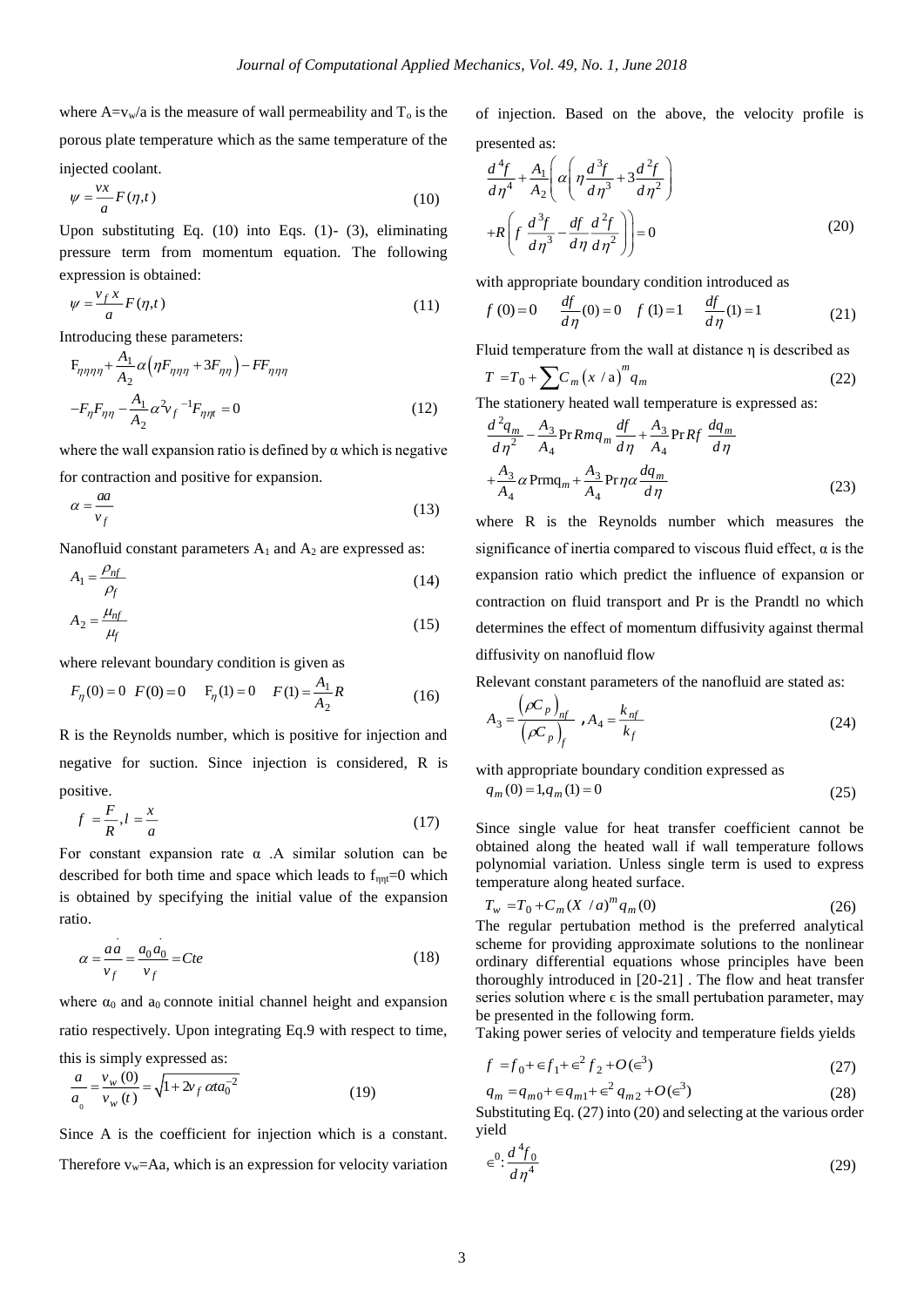where $A=v_w/a$ is the measure of wall permeability and $T_o$ is the porous plate temperature which as the same temperature of the injected coolant.

$$\psi = \frac{vx}{a}F(\eta,t) \tag{10}$$

Upon substituting Eq. (10) into Eqs. (1)- (3), eliminating pressure term from momentum equation. The following expression is obtained:

$$\psi = \frac{v_f x}{a}F(\eta,t) \tag{11}$$

Introducing these parameters:

$$F_{\eta\eta\eta\eta} + \frac{A_1}{A_2}\alpha\left(\eta F_{\eta\eta\eta} + 3F_{\eta\eta}\right) - FF_{\eta\eta\eta}$$
$$-F_\eta F_{\eta\eta} - \frac{A_1}{A_2}\alpha^2 v_f^{-1} F_{\eta\eta t} = 0 \tag{12}$$

where the wall expansion ratio is defined by α which is negative for contraction and positive for expansion.

$$\alpha = \frac{a\dot{a}}{v_f} \tag{13}$$

Nanofluid constant parameters $A_1$ and $A_2$ are expressed as:

$$A_1 = \frac{\rho_{nf}}{\rho_f} \tag{14}$$

$$A_2 = \frac{\mu_{nf}}{\mu_f} \tag{15}$$

where relevant boundary condition is given as

$$F_\eta(0)=0 \quad F(0)=0 \quad F_\eta(1)=0 \quad F(1)=\frac{A_1}{A_2}R \tag{16}$$

R is the Reynolds number, which is positive for injection and negative for suction. Since injection is considered, R is positive.

$$f = \frac{F}{R}, l = \frac{x}{a} \tag{17}$$

For constant expansion rate α .A similar solution can be described for both time and space which leads to $f_{\eta\eta t}=0$ which is obtained by specifying the initial value of the expansion ratio.

$$\alpha = \frac{a\dot{a}}{v_f} = \frac{a_0\dot{a}_0}{v_f} = Cte \tag{18}$$

where $\alpha_0$ and $a_0$ connote initial channel height and expansion ratio respectively. Upon integrating Eq.9 with respect to time, this is simply expressed as:

$$\frac{a}{a_0} = \frac{v_w(0)}{v_w(t)} = \sqrt{1+2v_f\,\alpha t a_0^{-2}} \tag{19}$$

Since A is the coefficient for injection which is a constant. Therefore $v_w$=Aa, which is an expression for velocity variation of injection. Based on the above, the velocity profile is presented as:

$$\frac{d^4f}{d\eta^4} + \frac{A_1}{A_2}\left(\alpha\left(\eta\frac{d^3f}{d\eta^3} + 3\frac{d^2f}{d\eta^2}\right)\right.$$
$$\left. + R\left(f\,\frac{d^3f}{d\eta^3} - \frac{df}{d\eta}\frac{d^2f}{d\eta^2}\right)\right) = 0 \tag{20}$$

with appropriate boundary condition introduced as

$$f(0)=0 \quad \frac{df}{d\eta}(0)=0 \quad f(1)=1 \quad \frac{df}{d\eta}(1)=1 \tag{21}$$

Fluid temperature from the wall at distance η is described as

$$T = T_0 + \sum C_m\left(x/\text{a}\right)^m q_m \tag{22}$$

The stationery heated wall temperature is expressed as:

$$\frac{d^2q_m}{d\eta^2} - \frac{A_3}{A_4}\Pr Rmq_m\frac{df}{d\eta} + \frac{A_3}{A_4}\Pr Rf\,\frac{dq_m}{d\eta}$$
$$+\frac{A_3}{A_4}\alpha\,\text{Prmq}_m + \frac{A_3}{A_4}\Pr\eta\alpha\frac{dq_m}{d\eta} \tag{23}$$

where R is the Reynolds number which measures the significance of inertia compared to viscous fluid effect, α is the expansion ratio which predict the influence of expansion or contraction on fluid transport and Pr is the Prandtl no which determines the effect of momentum diffusivity against thermal diffusivity on nanofluid flow

Relevant constant parameters of the nanofluid are stated as:

$$A_3 = \frac{\left(\rho C_p\right)_{nf}}{\left(\rho C_p\right)_f}, A_4 = \frac{k_{nf}}{k_f} \tag{24}$$

with appropriate boundary condition expressed as

$$q_m(0)=1, q_m(1)=0 \tag{25}$$

Since single value for heat transfer coefficient cannot be obtained along the heated wall if wall temperature follows polynomial variation. Unless single term is used to express temperature along heated surface.

$$T_w = T_0 + C_m(X/a)^m q_m(0) \tag{26}$$

The regular pertubation method is the preferred analytical scheme for providing approximate solutions to the nonlinear ordinary differential equations whose principles have been thoroughly introduced in [20-21] . The flow and heat transfer series solution where ϵ is the small pertubation parameter, may be presented in the following form.

Taking power series of velocity and temperature fields yields

$$f = f_0 + \in f_1 + \in^2 f_2 + O(\in^3) \tag{27}$$

$$q_m = q_{m0} + \in q_{m1} + \in^2 q_{m2} + O(\in^3) \tag{28}$$

Substituting Eq. (27) into (20) and selecting at the various order yield

$$\in^0: \frac{d^4f_0}{d\eta^4} \tag{29}$$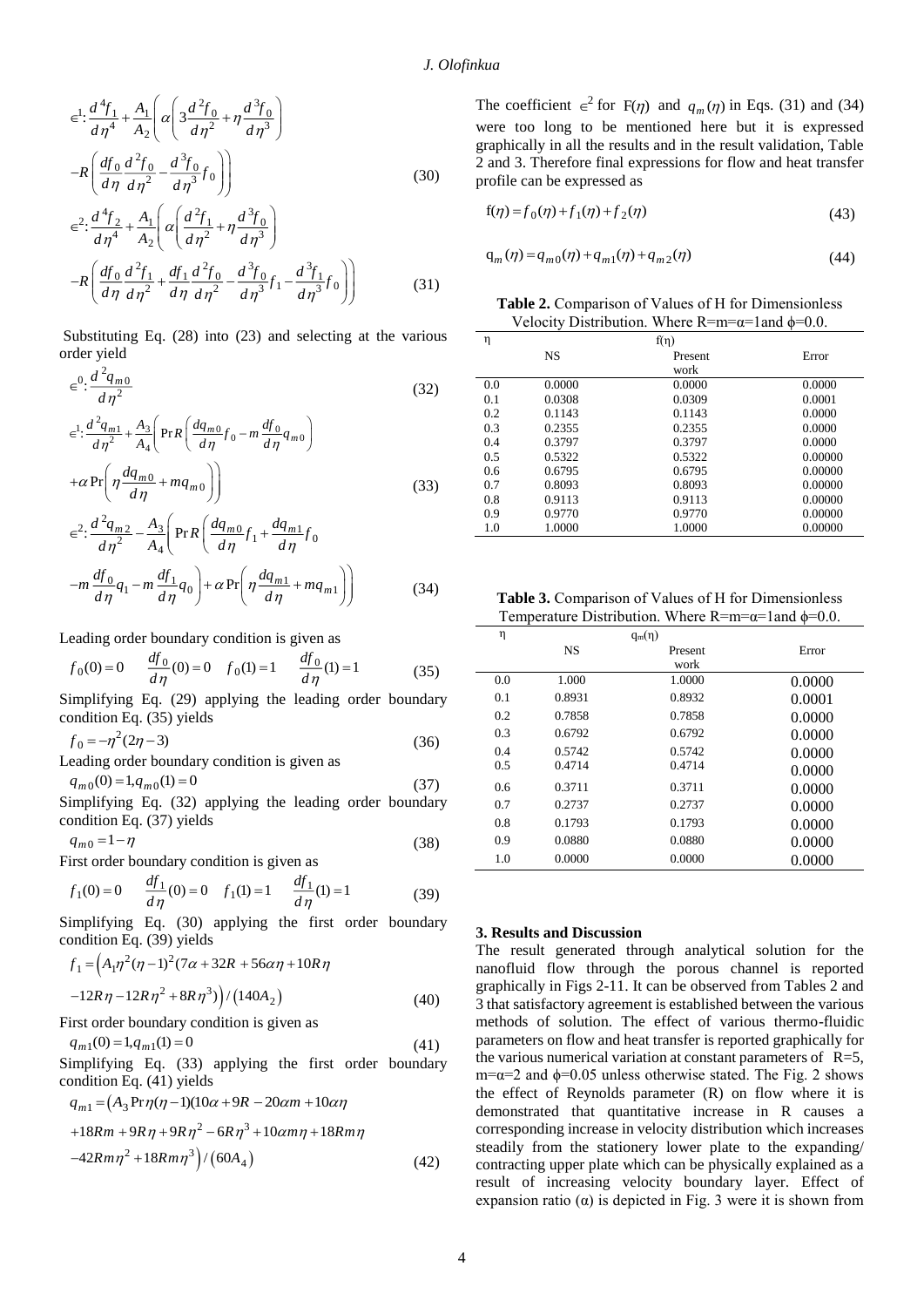$$\in^1: \frac{d^4 f_1}{d\eta^4} + \frac{A_1}{A_2}\left(\alpha\left(3\frac{d^2 f_0}{d\eta^2} + \eta\frac{d^3 f_0}{d\eta^3}\right) - R\left(\frac{df_0}{d\eta}\frac{d^2 f_0}{d\eta^2} - \frac{d^3 f_0}{d\eta^3} f_0\right)\right) \tag{30}$$

$$\in^2: \frac{d^4 f_2}{d\eta^4} + \frac{A_1}{A_2}\left(\alpha\left(\frac{d^2 f_1}{d\eta^2} + \eta\frac{d^3 f_0}{d\eta^3}\right) - R\left(\frac{df_0}{d\eta}\frac{d^2 f_1}{d\eta^2} + \frac{df_1}{d\eta}\frac{d^2 f_0}{d\eta^2} - \frac{d^3 f_0}{d\eta^3} f_1 - \frac{d^3 f_1}{d\eta^3} f_0\right)\right) \tag{31}$$

Substituting Eq. (28) into (23) and selecting at the various order yield

$$\in^0: \frac{d^2 q_{m0}}{d\eta^2} \tag{32}$$

$$\in^1: \frac{d^2 q_{m1}}{d\eta^2} + \frac{A_3}{A_4}\left(\Pr R\left(\frac{dq_{m0}}{d\eta} f_0 - m\frac{df_0}{d\eta} q_{m0}\right) + \alpha \Pr\left(\eta\frac{dq_{m0}}{d\eta} + m q_{m0}\right)\right) \tag{33}$$

$$\in^2: \frac{d^2 q_{m2}}{d\eta^2} - \frac{A_3}{A_4}\left(\Pr R\left(\frac{dq_{m0}}{d\eta} f_1 + \frac{dq_{m1}}{d\eta} f_0 - m\frac{df_0}{d\eta} q_1 - m\frac{df_1}{d\eta} q_0\right) + \alpha \Pr\left(\eta\frac{dq_{m1}}{d\eta} + m q_{m1}\right)\right) \tag{34}$$

Leading order boundary condition is given as

$$f_0(0) = 0 \quad \frac{df_0}{d\eta}(0) = 0 \quad f_0(1) = 1 \quad \frac{df_0}{d\eta}(1) = 1 \tag{35}$$

Simplifying Eq. (29) applying the leading order boundary condition Eq. (35) yields

$$f_0 = -\eta^2(2\eta - 3) \tag{36}$$

Leading order boundary condition is given as

$$q_{m0}(0) = 1, q_{m0}(1) = 0 \tag{37}$$

Simplifying Eq. (32) applying the leading order boundary condition Eq. (37) yields

$$q_{m0} = 1 - \eta \tag{38}$$

First order boundary condition is given as

$$f_1(0) = 0 \quad \frac{df_1}{d\eta}(0) = 0 \quad f_1(1) = 1 \quad \frac{df_1}{d\eta}(1) = 1 \tag{39}$$

Simplifying Eq. (30) applying the first order boundary condition Eq. (39) yields

$$f_1 = \left(A_1\eta^2(\eta-1)^2(7\alpha + 32R + 56\alpha\eta + 10R\eta - 12R\eta - 12R\eta^2 + 8R\eta^3)\right)/\left(140A_2\right) \tag{40}$$

First order boundary condition is given as

$$q_{m1}(0) = 1, q_{m1}(1) = 0 \tag{41}$$

Simplifying Eq. (33) applying the first order boundary condition Eq. (41) yields

$$q_{m1} = \left(A_3 \Pr \eta(\eta-1)(10\alpha + 9R - 20\alpha m + 10\alpha\eta + 18Rm + 9R\eta + 9R\eta^2 - 6R\eta^3 + 10\alpha m\eta + 18Rm\eta - 42Rm\eta^2 + 18Rm\eta^3\right)/\left(60A_4\right) \tag{42}$$

The coefficient $\in^2$ for $F(\eta)$ and $q_m(\eta)$ in Eqs. (31) and (34) were too long to be mentioned here but it is expressed graphically in all the results and in the result validation, Table 2 and 3. Therefore final expressions for flow and heat transfer profile can be expressed as

$$f(\eta) = f_0(\eta) + f_1(\eta) + f_2(\eta) \tag{43}$$

$$q_m(\eta) = q_{m0}(\eta) + q_{m1}(\eta) + q_{m2}(\eta) \tag{44}$$

**Table 2.** Comparison of Values of H for Dimensionless Velocity Distribution. Where R=m=α=1and ϕ=0.0.

| η | f(η) | | |
|---|---|---|---|
| | NS | Present work | Error |
| 0.0 | 0.0000 | 0.0000 | 0.0000 |
| 0.1 | 0.0308 | 0.0309 | 0.0001 |
| 0.2 | 0.1143 | 0.1143 | 0.0000 |
| 0.3 | 0.2355 | 0.2355 | 0.0000 |
| 0.4 | 0.3797 | 0.3797 | 0.0000 |
| 0.5 | 0.5322 | 0.5322 | 0.00000 |
| 0.6 | 0.6795 | 0.6795 | 0.00000 |
| 0.7 | 0.8093 | 0.8093 | 0.00000 |
| 0.8 | 0.9113 | 0.9113 | 0.00000 |
| 0.9 | 0.9770 | 0.9770 | 0.00000 |
| 1.0 | 1.0000 | 1.0000 | 0.00000 |

**Table 3.** Comparison of Values of H for Dimensionless Temperature Distribution. Where R=m=α=1and ϕ=0.0.

| η | $q_m(\eta)$ | | |
|---|---|---|---|
| | NS | Present work | Error |
| 0.0 | 1.000 | 1.0000 | 0.0000 |
| 0.1 | 0.8931 | 0.8932 | 0.0001 |
| 0.2 | 0.7858 | 0.7858 | 0.0000 |
| 0.3 | 0.6792 | 0.6792 | 0.0000 |
| 0.4 | 0.5742 | 0.5742 | 0.0000 |
| 0.5 | 0.4714 | 0.4714 | 0.0000 |
| 0.6 | 0.3711 | 0.3711 | 0.0000 |
| 0.7 | 0.2737 | 0.2737 | 0.0000 |
| 0.8 | 0.1793 | 0.1793 | 0.0000 |
| 0.9 | 0.0880 | 0.0880 | 0.0000 |
| 1.0 | 0.0000 | 0.0000 | 0.0000 |

## 3. Results and Discussion

The result generated through analytical solution for the nanofluid flow through the porous channel is reported graphically in Figs 2-11. It can be observed from Tables 2 and 3 that satisfactory agreement is established between the various methods of solution. The effect of various thermo-fluidic parameters on flow and heat transfer is reported graphically for the various numerical variation at constant parameters of R=5, m=α=2 and ϕ=0.05 unless otherwise stated. The Fig. 2 shows the effect of Reynolds parameter (R) on flow where it is demonstrated that quantitative increase in R causes a corresponding increase in velocity distribution which increases steadily from the stationery lower plate to the expanding/ contracting upper plate which can be physically explained as a result of increasing velocity boundary layer. Effect of expansion ratio (α) is depicted in Fig. 3 were it is shown from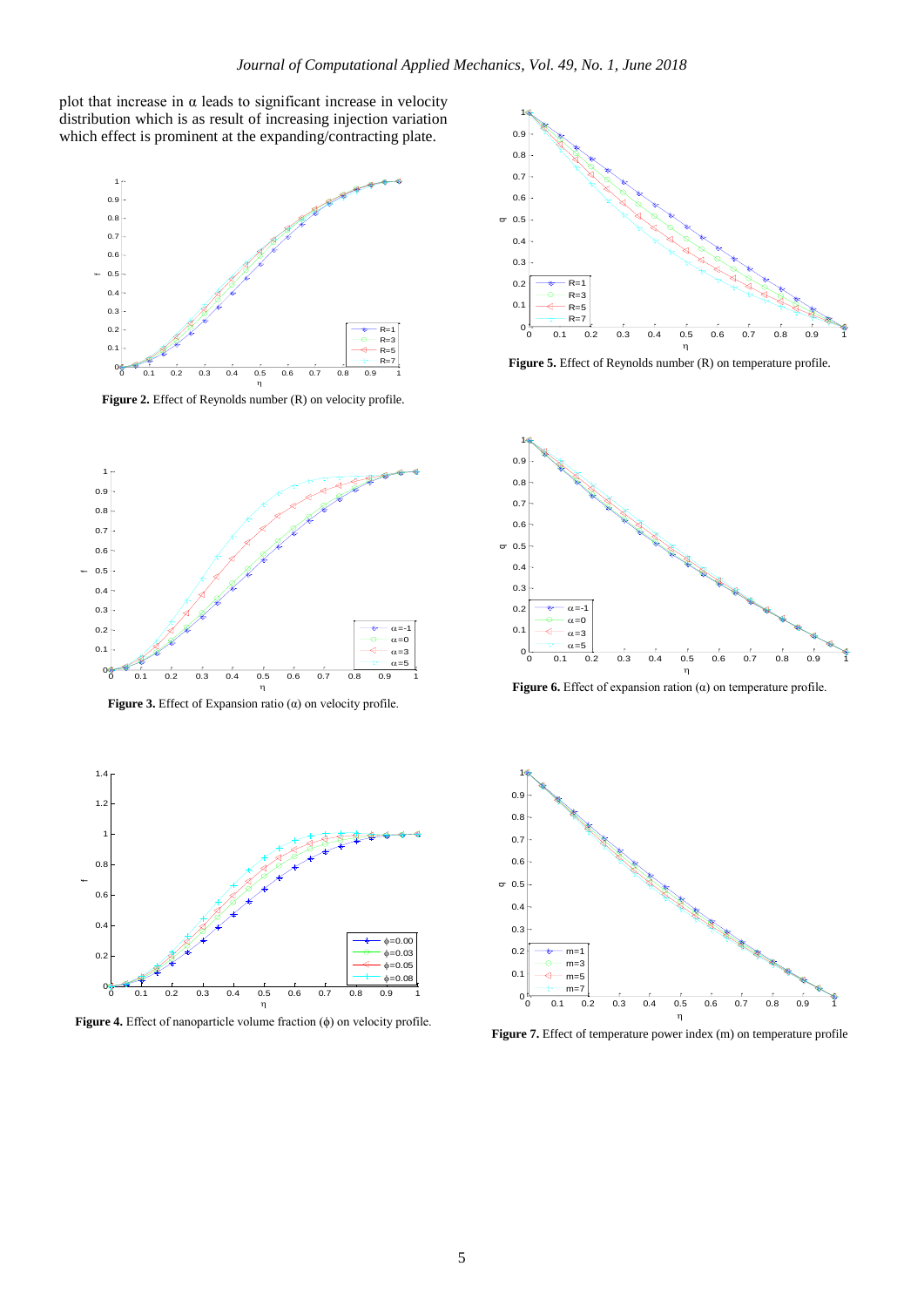plot that increase in α leads to significant increase in velocity distribution which is as result of increasing injection variation which effect is prominent at the expanding/contracting plate.

**Figure 2.** Effect of Reynolds number (R) on velocity profile.

**Figure 3.** Effect of Expansion ratio (α) on velocity profile.

**Figure 4.** Effect of nanoparticle volume fraction (ϕ) on velocity profile.

**Figure 5.** Effect of Reynolds number (R) on temperature profile.

**Figure 6.** Effect of expansion ration (α) on temperature profile.

**Figure 7.** Effect of temperature power index (m) on temperature profile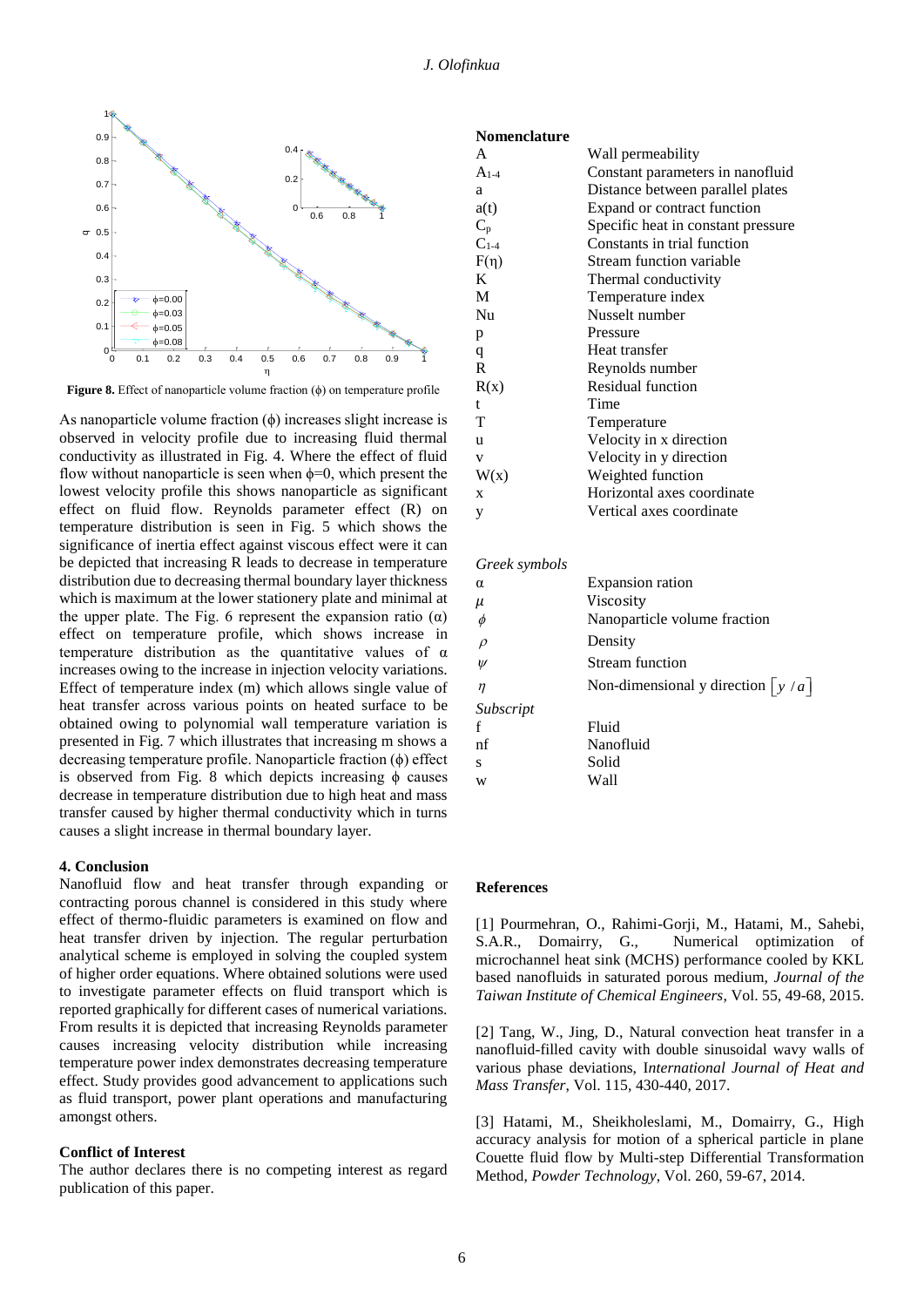**Figure 8.** Effect of nanoparticle volume fraction ($\phi$) on temperature profile

As nanoparticle volume fraction ($\phi$) increases slight increase is observed in velocity profile due to increasing fluid thermal conductivity as illustrated in Fig. 4. Where the effect of fluid flow without nanoparticle is seen when $\phi$=0, which present the lowest velocity profile this shows nanoparticle as significant effect on fluid flow. Reynolds parameter effect (R) on temperature distribution is seen in Fig. 5 which shows the significance of inertia effect against viscous effect were it can be depicted that increasing R leads to decrease in temperature distribution due to decreasing thermal boundary layer thickness which is maximum at the lower stationery plate and minimal at the upper plate. The Fig. 6 represent the expansion ratio ($\alpha$) effect on temperature profile, which shows increase in temperature distribution as the quantitative values of $\alpha$ increases owing to the increase in injection velocity variations. Effect of temperature index (m) which allows single value of heat transfer across various points on heated surface to be obtained owing to polynomial wall temperature variation is presented in Fig. 7 which illustrates that increasing m shows a decreasing temperature profile. Nanoparticle fraction ($\phi$) effect is observed from Fig. 8 which depicts increasing $\phi$ causes decrease in temperature distribution due to high heat and mass transfer caused by higher thermal conductivity which in turns causes a slight increase in thermal boundary layer.

## 4. Conclusion

Nanofluid flow and heat transfer through expanding or contracting porous channel is considered in this study where effect of thermo-fluidic parameters is examined on flow and heat transfer driven by injection. The regular perturbation analytical scheme is employed in solving the coupled system of higher order equations. Where obtained solutions were used to investigate parameter effects on fluid transport which is reported graphically for different cases of numerical variations. From results it is depicted that increasing Reynolds parameter causes increasing velocity distribution while increasing temperature power index demonstrates decreasing temperature effect. Study provides good advancement to applications such as fluid transport, power plant operations and manufacturing amongst others.

### Conflict of Interest

The author declares there is no competing interest as regard publication of this paper.

### Nomenclature

| | |
|---|---|
| A | Wall permeability |
| $A_{1-4}$ | Constant parameters in nanofluid |
| a | Distance between parallel plates |
| a(t) | Expand or contract function |
| $C_p$ | Specific heat in constant pressure |
| $C_{1-4}$ | Constants in trial function |
| F($\eta$) | Stream function variable |
| K | Thermal conductivity |
| M | Temperature index |
| Nu | Nusselt number |
| p | Pressure |
| q | Heat transfer |
| R | Reynolds number |
| R(x) | Residual function |
| t | Time |
| T | Temperature |
| u | Velocity in x direction |
| v | Velocity in y direction |
| W(x) | Weighted function |
| x | Horizontal axes coordinate |
| y | Vertical axes coordinate |

*Greek symbols*

| | |
|---|---|
| $\alpha$ | Expansion ration |
| $\mu$ | Viscosity |
| $\phi$ | Nanoparticle volume fraction |
| $\rho$ | Density |
| $\psi$ | Stream function |
| $\eta$ | Non-dimensional y direction $\left[y/a\right]$ |

*Subscript*

| | |
|---|---|
| f | Fluid |
| nf | Nanofluid |
| s | Solid |
| w | Wall |

### References

[1] Pourmehran, O., Rahimi-Gorji, M., Hatami, M., Sahebi, S.A.R., Domairry, G., Numerical optimization of microchannel heat sink (MCHS) performance cooled by KKL based nanofluids in saturated porous medium, *Journal of the Taiwan Institute of Chemical Engineers*, Vol. 55, 49-68, 2015.

[2] Tang, W., Jing, D., Natural convection heat transfer in a nanofluid-filled cavity with double sinusoidal wavy walls of various phase deviations, *International Journal of Heat and Mass Transfer*, Vol. 115, 430-440, 2017.

[3] Hatami, M., Sheikholeslami, M., Domairry, G., High accuracy analysis for motion of a spherical particle in plane Couette fluid flow by Multi-step Differential Transformation Method, *Powder Technology*, Vol. 260, 59-67, 2014.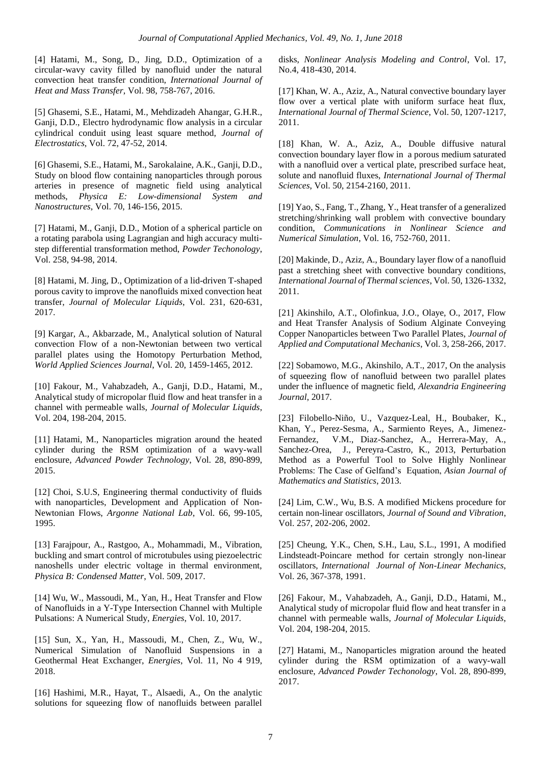[4] Hatami, M., Song, D., Jing, D.D., Optimization of a circular-wavy cavity filled by nanofluid under the natural convection heat transfer condition, *International Journal of Heat and Mass Transfer*, Vol. 98, 758-767, 2016.

[5] Ghasemi, S.E., Hatami, M., Mehdizadeh Ahangar, G.H.R., Ganji, D.D., Electro hydrodynamic flow analysis in a circular cylindrical conduit using least square method, *Journal of Electrostatics*, Vol. 72, 47-52, 2014.

[6] Ghasemi, S.E., Hatami, M., Sarokalaine, A.K., Ganji, D.D., Study on blood flow containing nanoparticles through porous arteries in presence of magnetic field using analytical methods, *Physica E: Low-dimensional System and Nanostructures*, Vol. 70, 146-156, 2015.

[7] Hatami, M., Ganji, D.D., Motion of a spherical particle on a rotating parabola using Lagrangian and high accuracy multi-step differential transformation method, *Powder Techonology*, Vol. 258, 94-98, 2014.

[8] Hatami, M. Jing, D., Optimization of a lid-driven T-shaped porous cavity to improve the nanofluids mixed convection heat transfer, *Journal of Molecular Liquids*, Vol. 231, 620-631, 2017.

[9] Kargar, A., Akbarzade, M., Analytical solution of Natural convection Flow of a non-Newtonian between two vertical parallel plates using the Homotopy Perturbation Method, *World Applied Sciences Journal*, Vol. 20, 1459-1465, 2012.

[10] Fakour, M., Vahabzadeh, A., Ganji, D.D., Hatami, M., Analytical study of micropolar fluid flow and heat transfer in a channel with permeable walls, *Journal of Molecular Liquids*, Vol. 204, 198-204, 2015.

[11] Hatami, M., Nanoparticles migration around the heated cylinder during the RSM optimization of a wavy-wall enclosure, *Advanced Powder Technology*, Vol. 28, 890-899, 2015.

[12] Choi, S.U.S, Engineering thermal conductivity of fluids with nanoparticles, Development and Application of Non-Newtonian Flows, *Argonne National Lab*, Vol. 66, 99-105, 1995.

[13] Farajpour, A., Rastgoo, A., Mohammadi, M., Vibration, buckling and smart control of microtubules using piezoelectric nanoshells under electric voltage in thermal environment, *Physica B: Condensed Matter*, Vol. 509, 2017.

[14] Wu, W., Massoudi, M., Yan, H., Heat Transfer and Flow of Nanofluids in a Y-Type Intersection Channel with Multiple Pulsations: A Numerical Study, *Energies*, Vol. 10, 2017.

[15] Sun, X., Yan, H., Massoudi, M., Chen, Z., Wu, W., Numerical Simulation of Nanofluid Suspensions in a Geothermal Heat Exchanger, *Energies*, Vol. 11, No 4 919, 2018.

[16] Hashimi, M.R., Hayat, T., Alsaedi, A., On the analytic solutions for squeezing flow of nanofluids between parallel disks, *Nonlinear Analysis Modeling and Control*, Vol. 17, No.4, 418-430, 2014.

[17] Khan, W. A., Aziz, A., Natural convective boundary layer flow over a vertical plate with uniform surface heat flux, *International Journal of Thermal Science*, Vol. 50, 1207-1217, 2011.

[18] Khan, W. A., Aziz, A., Double diffusive natural convection boundary layer flow in a porous medium saturated with a nanofluid over a vertical plate, prescribed surface heat, solute and nanofluid fluxes, *International Journal of Thermal Sciences*, Vol. 50, 2154-2160, 2011.

[19] Yao, S., Fang, T., Zhang, Y., Heat transfer of a generalized stretching/shrinking wall problem with convective boundary condition, *Communications in Nonlinear Science and Numerical Simulation*, Vol. 16, 752-760, 2011.

[20] Makinde, D., Aziz, A., Boundary layer flow of a nanofluid past a stretching sheet with convective boundary conditions, *International Journal of Thermal sciences*, Vol. 50, 1326-1332, 2011.

[21] Akinshilo, A.T., Olofinkua, J.O., Olaye, O., 2017, Flow and Heat Transfer Analysis of Sodium Alginate Conveying Copper Nanoparticles between Two Parallel Plates, *Journal of Applied and Computational Mechanics*, Vol. 3, 258-266, 2017.

[22] Sobamowo, M.G., Akinshilo, A.T., 2017, On the analysis of squeezing flow of nanofluid between two parallel plates under the influence of magnetic field, *Alexandria Engineering Journal*, 2017.

[23] Filobello-Niño, U., Vazquez-Leal, H., Boubaker, K., Khan, Y., Perez-Sesma, A., Sarmiento Reyes, A., Jimenez-Fernandez, V.M., Diaz-Sanchez, A., Herrera-May, A., Sanchez-Orea, J., Pereyra-Castro, K., 2013, Perturbation Method as a Powerful Tool to Solve Highly Nonlinear Problems: The Case of Gelfand's Equation, *Asian Journal of Mathematics and Statistics*, 2013.

[24] Lim, C.W., Wu, B.S. A modified Mickens procedure for certain non-linear oscillators, *Journal of Sound and Vibration*, Vol. 257, 202-206, 2002.

[25] Cheung, Y.K., Chen, S.H., Lau, S.L., 1991, A modified Lindsteadt-Poincare method for certain strongly non-linear oscillators, *International Journal of Non-Linear Mechanics*, Vol. 26, 367-378, 1991.

[26] Fakour, M., Vahabzadeh, A., Ganji, D.D., Hatami, M., Analytical study of micropolar fluid flow and heat transfer in a channel with permeable walls, *Journal of Molecular Liquids*, Vol. 204, 198-204, 2015.

[27] Hatami, M., Nanoparticles migration around the heated cylinder during the RSM optimization of a wavy-wall enclosure, *Advanced Powder Techonology*, Vol. 28, 890-899, 2017.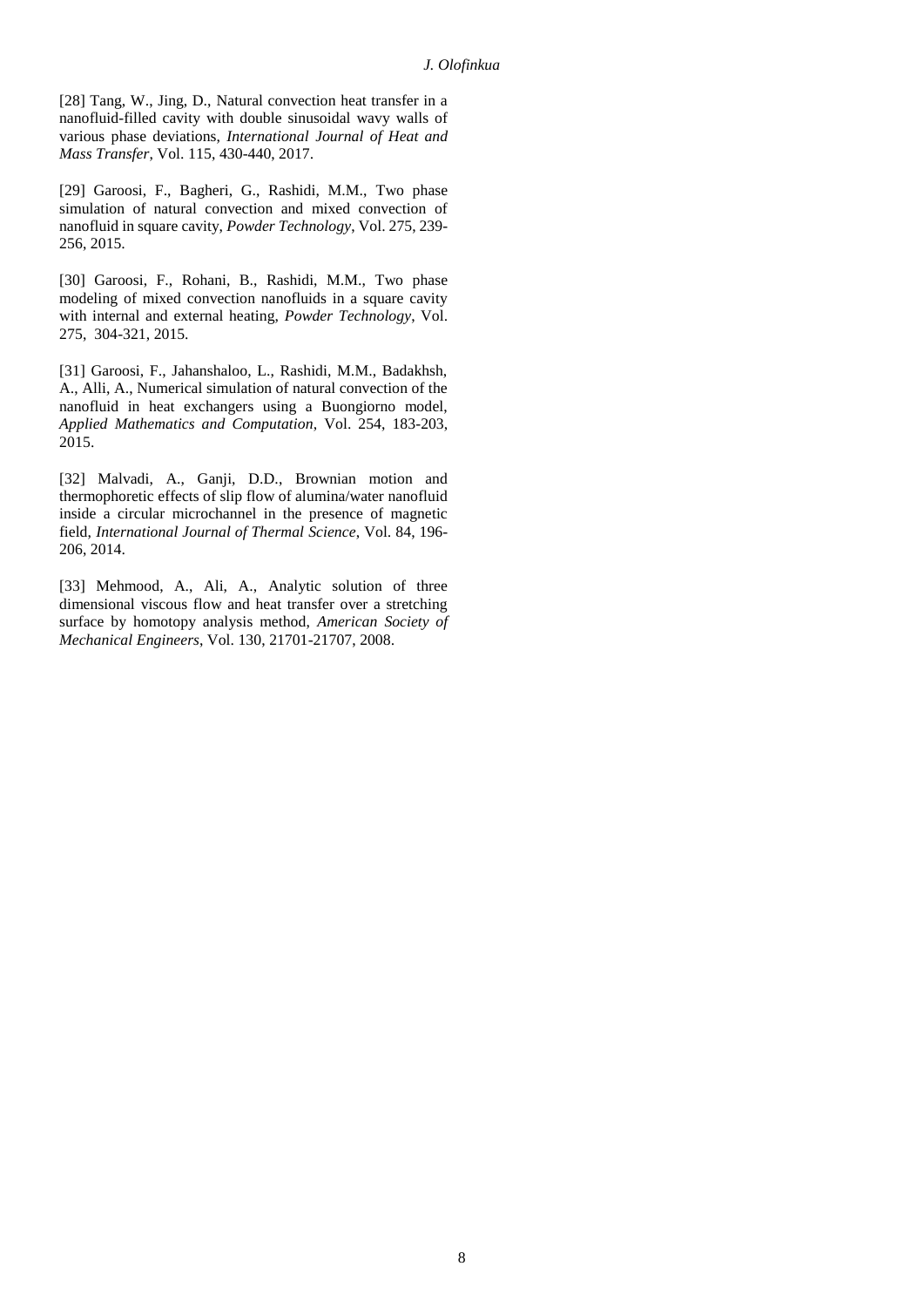[28] Tang, W., Jing, D., Natural convection heat transfer in a nanofluid-filled cavity with double sinusoidal wavy walls of various phase deviations, *International Journal of Heat and Mass Transfer*, Vol. 115, 430-440, 2017.

[29] Garoosi, F., Bagheri, G., Rashidi, M.M., Two phase simulation of natural convection and mixed convection of nanofluid in square cavity, *Powder Technology*, Vol. 275, 239-256, 2015.

[30] Garoosi, F., Rohani, B., Rashidi, M.M., Two phase modeling of mixed convection nanofluids in a square cavity with internal and external heating, *Powder Technology*, Vol. 275, 304-321, 2015.

[31] Garoosi, F., Jahanshaloo, L., Rashidi, M.M., Badakhsh, A., Alli, A., Numerical simulation of natural convection of the nanofluid in heat exchangers using a Buongiorno model, *Applied Mathematics and Computation*, Vol. 254, 183-203, 2015.

[32] Malvadi, A., Ganji, D.D., Brownian motion and thermophoretic effects of slip flow of alumina/water nanofluid inside a circular microchannel in the presence of magnetic field, *International Journal of Thermal Science*, Vol. 84, 196-206, 2014.

[33] Mehmood, A., Ali, A., Analytic solution of three dimensional viscous flow and heat transfer over a stretching surface by homotopy analysis method, *American Society of Mechanical Engineers*, Vol. 130, 21701-21707, 2008.